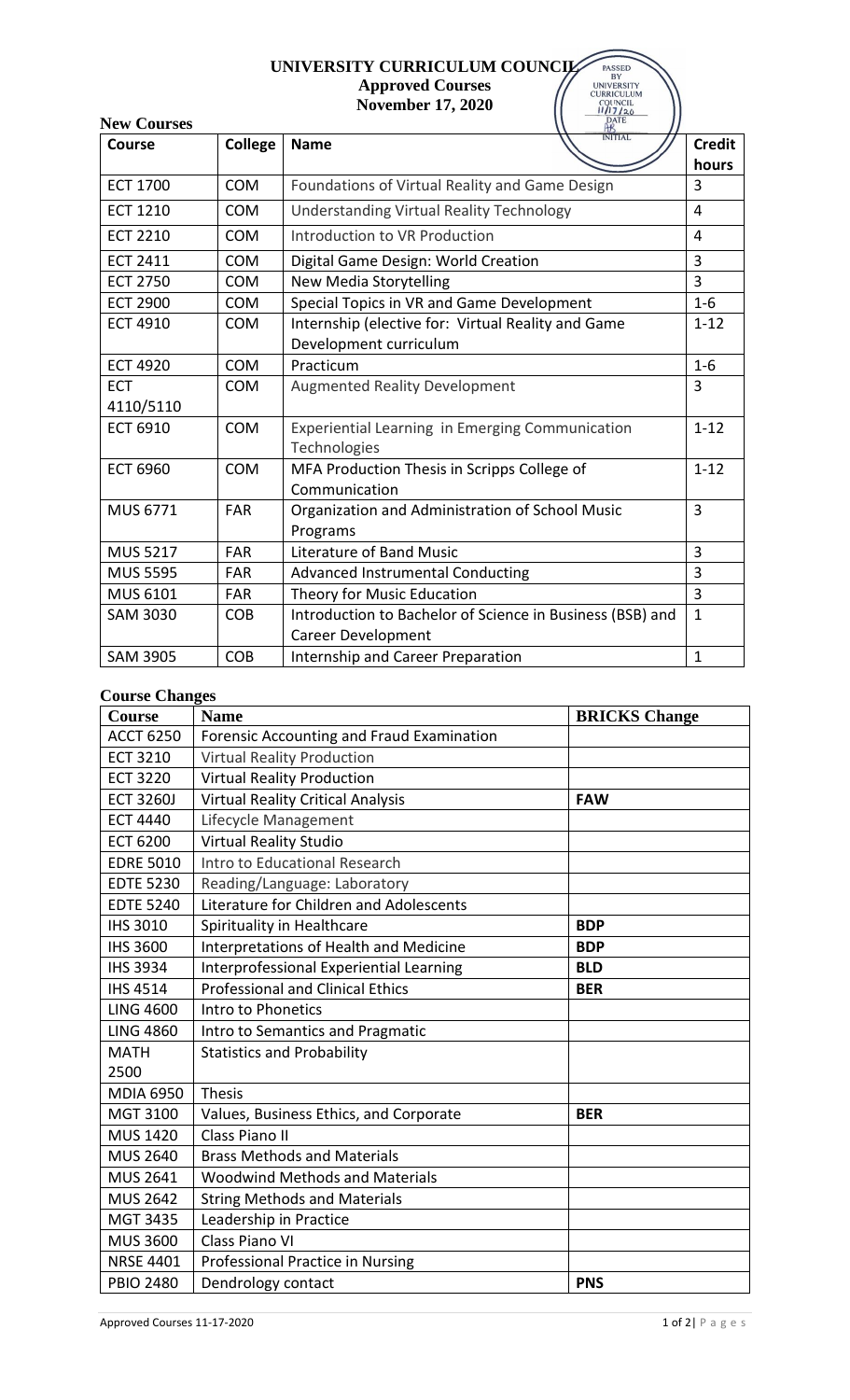# UNIVERSITY CURRICULUM COUNCIL
## Approved Courses
## November 17, 2020

PASSED BY UNIVERSITY CURRICULUM COUNCIL 11/17/20 DATE INITIAL

### New Courses

| Course | College | Name | Credit hours |
|---|---|---|---|
| ECT 1700 | COM | Foundations of Virtual Reality and Game Design | 3 |
| ECT 1210 | COM | Understanding Virtual Reality Technology | 4 |
| ECT 2210 | COM | Introduction to VR Production | 4 |
| ECT 2411 | COM | Digital Game Design: World Creation | 3 |
| ECT 2750 | COM | New Media Storytelling | 3 |
| ECT 2900 | COM | Special Topics in VR and Game Development | 1-6 |
| ECT 4910 | COM | Internship (elective for: Virtual Reality and Game Development curriculum | 1-12 |
| ECT 4920 | COM | Practicum | 1-6 |
| ECT 4110/5110 | COM | Augmented Reality Development | 3 |
| ECT 6910 | COM | Experiential Learning in Emerging Communication Technologies | 1-12 |
| ECT 6960 | COM | MFA Production Thesis in Scripps College of Communication | 1-12 |
| MUS 6771 | FAR | Organization and Administration of School Music Programs | 3 |
| MUS 5217 | FAR | Literature of Band Music | 3 |
| MUS 5595 | FAR | Advanced Instrumental Conducting | 3 |
| MUS 6101 | FAR | Theory for Music Education | 3 |
| SAM 3030 | COB | Introduction to Bachelor of Science in Business (BSB) and Career Development | 1 |
| SAM 3905 | COB | Internship and Career Preparation | 1 |

### Course Changes

| Course | Name | BRICKS Change |
|---|---|---|
| ACCT 6250 | Forensic Accounting and Fraud Examination | |
| ECT 3210 | Virtual Reality Production | |
| ECT 3220 | Virtual Reality Production | |
| ECT 3260J | Virtual Reality Critical Analysis | **FAW** |
| ECT 4440 | Lifecycle Management | |
| ECT 6200 | Virtual Reality Studio | |
| EDRE 5010 | Intro to Educational Research | |
| EDTE 5230 | Reading/Language: Laboratory | |
| EDTE 5240 | Literature for Children and Adolescents | |
| IHS 3010 | Spirituality in Healthcare | **BDP** |
| IHS 3600 | Interpretations of Health and Medicine | **BDP** |
| IHS 3934 | Interprofessional Experiential Learning | **BLD** |
| IHS 4514 | Professional and Clinical Ethics | **BER** |
| LING 4600 | Intro to Phonetics | |
| LING 4860 | Intro to Semantics and Pragmatic | |
| MATH 2500 | Statistics and Probability | |
| MDIA 6950 | Thesis | |
| MGT 3100 | Values, Business Ethics, and Corporate | **BER** |
| MUS 1420 | Class Piano II | |
| MUS 2640 | Brass Methods and Materials | |
| MUS 2641 | Woodwind Methods and Materials | |
| MUS 2642 | String Methods and Materials | |
| MGT 3435 | Leadership in Practice | |
| MUS 3600 | Class Piano VI | |
| NRSE 4401 | Professional Practice in Nursing | |
| PBIO 2480 | Dendrology contact | **PNS** |

Approved Courses 11-17-2020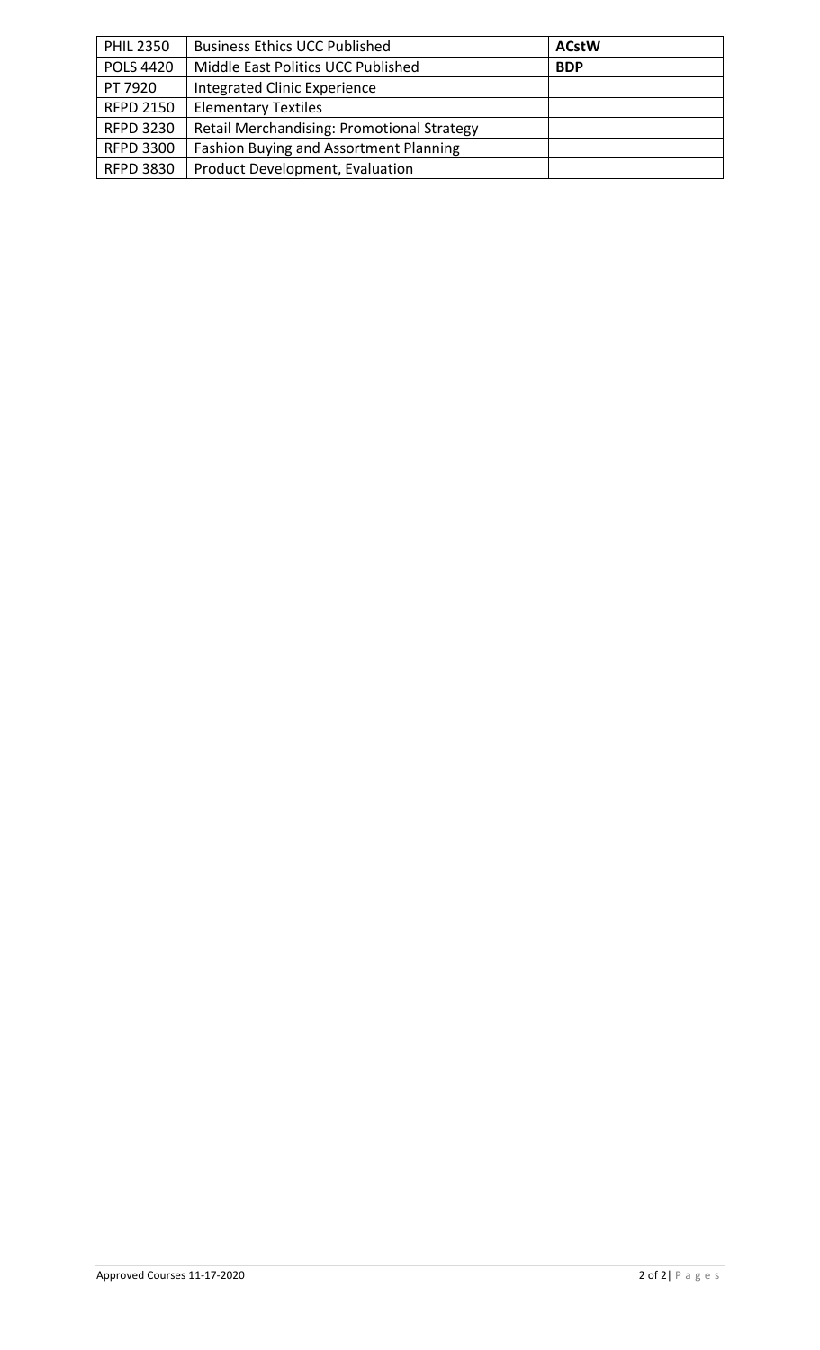| | | |
|---|---|---|
| PHIL 2350 | Business Ethics UCC Published | **ACstW** |
| POLS 4420 | Middle East Politics UCC Published | **BDP** |
| PT 7920 | Integrated Clinic Experience | |
| RFPD 2150 | Elementary Textiles | |
| RFPD 3230 | Retail Merchandising: Promotional Strategy | |
| RFPD 3300 | Fashion Buying and Assortment Planning | |
| RFPD 3830 | Product Development, Evaluation | |